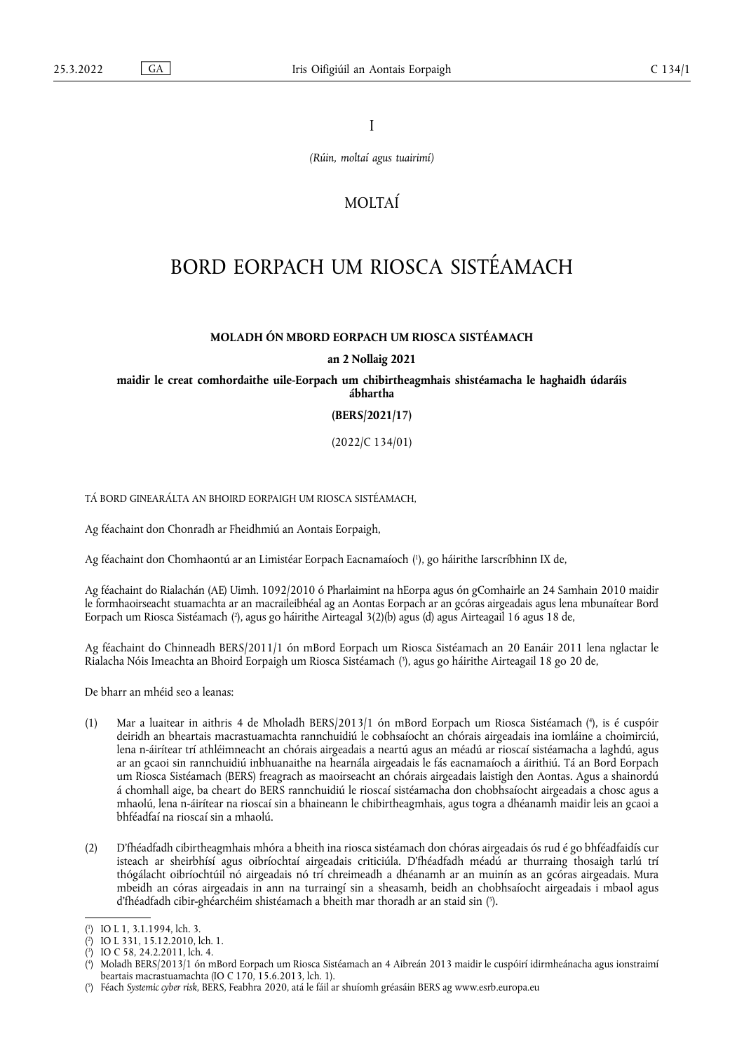I

*(Rúin, moltaí agus tuairimí)*

# MOLTAÍ

# BORD EORPACH UM RIOSCA SISTÉAMACH

## MOLADH ÓN MBORD EORPACH UM RIOSCA SISTÉAMACH

**an 2 Nollaig 2021**

**maidir le creat comhordaithe uile-Eorpach um chibirtheagmhais shistéamacha le haghaidh údaráis ábhartha**

**(BERS/2021/17)**

(2022/C 134/01)

TÁ BORD GINEARÁLTA AN BHOIRD EORPAIGH UM RIOSCA SISTÉAMACH,

Ag féachaint don Chonradh ar Fheidhmiú an Aontais Eorpaigh,

Ag féachaint don Chomhaontú ar an Limistéar Eorpach Eacnamaíoch [1], go háirithe Iarscríbhinn IX de,

Ag féachaint do Rialachán (AE) Uimh. 1092/2010 ó Pharlaimint na hEorpa agus ón gComhairle an 24 Samhain 2010 maidir le formhaoirseacht stuamachta ar an macraileibhéal ag an Aontas Eorpach ar an gcóras airgeadais agus lena mbunaítear Bord Eorpach um Riosca Sistéamach [2], agus go háirithe Airteagal 3(2)(b) agus (d) agus Airteagail 16 agus 18 de,

Ag féachaint do Chinneadh BERS/2011/1 ón mBord Eorpach um Riosca Sistéamach an 20 Eanáir 2011 lena nglactar le Rialacha Nóis Imeachta an Bhoird Eorpaigh um Riosca Sistéamach [3], agus go háirithe Airteagail 18 go 20 de,

De bharr an mhéid seo a leanas:

(1) Mar a luaitear in aithris 4 de Mholadh BERS/2013/1 ón mBord Eorpach um Riosca Sistéamach [4], is é cuspóir deiridh an bheartais macrastuamachta rannchuidiú le cobhsaíocht an chórais airgeadais ina iomláine a choimirciú, lena n-áirítear trí athléimneacht an chórais airgeadais a neartú agus an méadú ar rioscaí sistéamacha a laghdú, agus ar an gcaoi sin rannchuidiú inbhuanaithe na hearnála airgeadais le fás eacnamaíoch a áirithiú. Tá an Bord Eorpach um Riosca Sistéamach (BERS) freagrach as maoirseacht an chórais airgeadais laistigh den Aontas. Agus a shainordú á chomhall aige, ba cheart do BERS rannchuidiú le rioscaí sistéamacha don chobhsaíocht airgeadais a chosc agus a mhaolú, lena n-áirítear na rioscaí sin a bhaineann le cibirtheagmhais, agus togra a dhéanamh maidir leis an gcaoi a bhféadfaí na rioscaí sin a mhaolú.

(2) D'fhéadfadh cibirtheagmhais mhóra a bheith ina riosca sistéamach don chóras airgeadais ós rud é go bhféadfaidís cur isteach ar sheirbhísí agus oibríochtaí airgeadais criticiúla. D'fhéadfadh méadú ar thurraing thosaigh tarlú trí thógálacht oibríochtúil nó airgeadais nó trí chreimeadh a dhéanamh ar an muinín as an gcóras airgeadais. Mura mbeidh an córas airgeadais in ann na turraingí sin a sheasamh, beidh an chobhsaíocht airgeadais i mbaol agus d'fhéadfadh cibir-ghéarchéim shistéamach a bheith mar thoradh ar an staid sin [5].

---

[1] IO L 1, 3.1.1994, lch. 3.

[2] IO L 331, 15.12.2010, lch. 1.

[3] IO C 58, 24.2.2011, lch. 4.

[4] Moladh BERS/2013/1 ón mBord Eorpach um Riosca Sistéamach an 4 Aibreán 2013 maidir le cuspóirí idirmheánacha agus ionstraimí beartais macrastuamachta (IO C 170, 15.6.2013, lch. 1).

[5] Féach *Systemic cyber risk*, BERS, Feabhra 2020, atá le fáil ar shuíomh gréasáin BERS ag www.esrb.europa.eu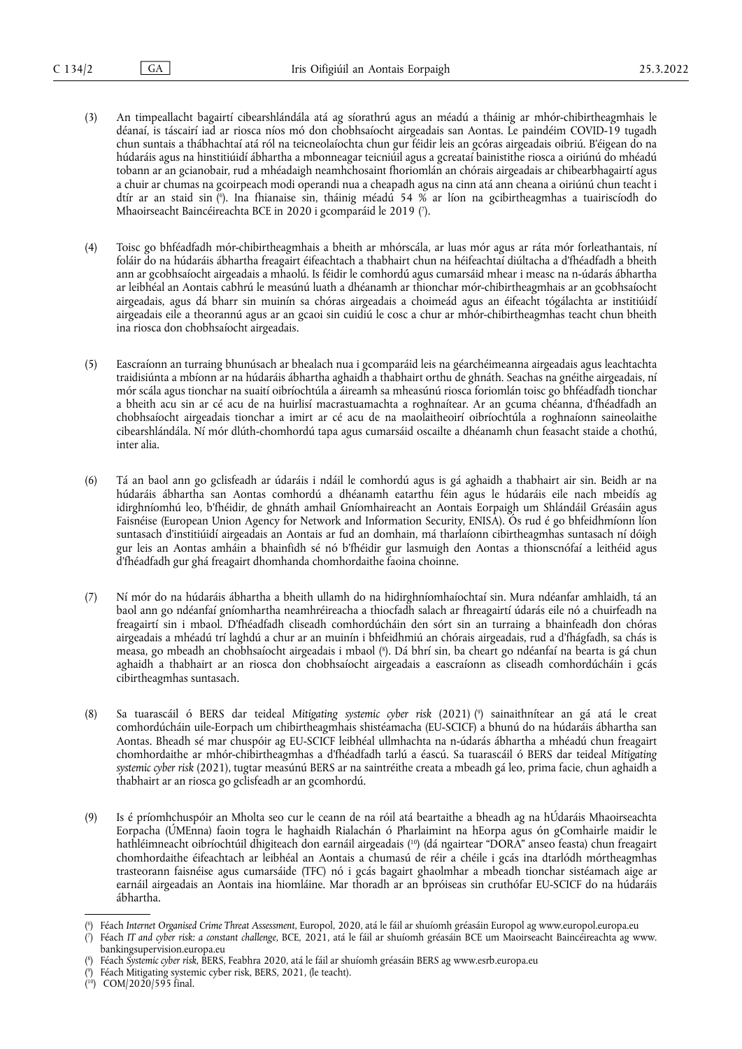(3) An timpeallacht bagairtí cibearshlándála atá ag síorathrú agus an méadú a tháinig ar mhór-chibirtheagmhais le déanaí, is táscairí iad ar riosca níos mó don chobhsaíocht airgeadais san Aontas. Le paindéim COVID-19 tugadh chun suntais a thábhachtaí atá ról na teicneolaíochta chun gur féidir leis an gcóras airgeadais oibriú. B'éigean do na húdaráis agus na hinstitiúidí ábhartha a mbonneagar teicniúil agus a gcreataí bainistithe riosca a oiriúnú do mhéadú tobann ar an gcianobair, rud a mhéadaigh neamhchosaint fhoriomlán an chórais airgeadais ar chibearbhagairtí agus a chuir ar chumas na gcoirpeach modi operandi nua a cheapadh agus na cinn atá ann cheana a oiriúnú chun teacht i dtír ar an staid sin [6]. Ina fhianaise sin, tháinig méadú 54 % ar líon na gcibirtheagmhas a tuairiscíodh do Mhaoirseacht Baincéireachta BCE in 2020 i gcomparáid le 2019 [7].

(4) Toisc go bhféadfadh mór-chibirtheagmhais a bheith ar mhórscála, ar luas mór agus ar ráta mór forleathantais, ní foláir do na húdaráis ábhartha freagairt éifeachtach a thabhairt chun na héifeachtaí diúltacha a d'fhéadfadh a bheith ann ar gcobhsaíocht airgeadais a mhaolú. Is féidir le comhordú agus cumarsáid mhear i measc na n-údarás ábhartha ar leibhéal an Aontais cabhrú le measúnú luath a dhéanamh ar thionchar mór-chibirtheagmhais ar an gcobhsaíocht airgeadais, agus dá bharr sin muinín sa chóras airgeadais a choimeád agus an éifeacht tógálachta ar institiúidí airgeadais eile a theorannú agus ar an gcaoi sin cuidiú le cosc a chur ar mhór-chibirtheagmhas teacht chun bheith ina riosca don chobhsaíocht airgeadais.

(5) Eascraíonn an turraing bhunúsach ar bhealach nua i gcomparáid leis na géarchéimeanna airgeadais agus leachtachta traidisiúnta a mbíonn ar na húdaráis ábhartha aghaidh a thabhairt orthu de ghnáth. Seachas na gnéithe airgeadais, ní mór scála agus tionchar na suaití oibríochtúla a áireamh sa mheasúnú riosca foriomlán toisc go bhféadfadh tionchar a bheith acu sin ar cé acu de na huirlisí macrastuamachta a roghnaítear. Ar an gcuma chéanna, d'fhéadfadh an chobhsaíocht airgeadais tionchar a imirt ar cé acu de na maolaitheoirí oibríochtúla a roghnaíonn saineolaithe cibearshlándála. Ní mór dlúth-chomhordú tapa agus cumarsáid oscailte a dhéanamh chun feasacht staide a chothú, inter alia.

(6) Tá an baol ann go gclisfeadh ar údaráis i ndáil le comhordú agus is gá aghaidh a thabhairt air sin. Beidh ar na húdaráis ábhartha san Aontas comhordú a dhéanamh eatarthu féin agus le húdaráis eile nach mbeidís ag idirghníomhú leo, b'fhéidir, de ghnáth amhail Gníomhaireacht an Aontais Eorpaigh um Shlándáil Gréasáin agus Faisnéise (European Union Agency for Network and Information Security, ENISA). Ós rud é go bhfeidhmíonn líon suntasach d'institiúidí airgeadais an Aontais ar fud an domhain, má tharlaíonn cibirtheagmhas suntasach ní dóigh gur leis an Aontas amháin a bhainfidh sé nó b'fhéidir gur lasmuigh den Aontas a thionscnófaí a leithéid agus d'fhéadfadh gur ghá freagairt dhomhanda chomhordaithe faoina choinne.

(7) Ní mór do na húdaráis ábhartha a bheith ullamh do na hidirghníomhaíochtaí sin. Mura ndéanfar amhlaidh, tá an baol ann go ndéanfaí gníomhartha neamhréireacha a thiocfadh salach ar fhreagairtí údarás eile nó a chuirfeadh na freagairtí sin i mbaol. D'fhéadfadh cliseadh comhordúcháin den sórt sin an turraing a bhainfeadh don chóras airgeadais a mhéadú trí laghdú a chur ar an muinín i bhfeidhmiú an chórais airgeadais, rud a d'fhágfadh, sa chás is measa, go mbeadh an chobhsaíocht airgeadais i mbaol [8]. Dá bhrí sin, ba cheart go ndéanfaí na bearta is gá chun aghaidh a thabhairt ar an riosca don chobhsaíocht airgeadais a eascraíonn as cliseadh comhordúcháin i gcás cibirtheagmhas suntasach.

(8) Sa tuarascáil ó BERS dar teideal *Mitigating systemic cyber risk* (2021) [9] sainaithnítear an gá atá le creat comhordúcháin uile-Eorpach um chibirtheagmhais shistéamacha (EU-SCICF) a bhunú do na húdaráis ábhartha san Aontas. Bheadh sé mar chuspóir ag EU-SCICF leibhéal ullmhachta na n-údarás ábhartha a mhéadú chun freagairt chomhordaithe ar mhór-chibirtheagmhas a d'fhéadfadh tarlú a éascú. Sa tuarascáil ó BERS dar teideal *Mitigating systemic cyber risk* (2021), tugtar measúnú BERS ar na saintréithe creata a mbeadh gá leo, prima facie, chun aghaidh a thabhairt ar an riosca go gclisfeadh ar an gcomhordú.

(9) Is é príomhchuspóir an Mholta seo cur le ceann de na róil atá beartaithe a bheadh ag na hÚdaráis Mhaoirseachta Eorpacha (ÚMEnna) faoin togra le haghaidh Rialachán ó Pharlaimint na hEorpa agus ón gComhairle maidir le hathléimneacht oibríochtúil dhigiteach don earnáil airgeadais [10] (dá ngairtear "DORA" anseo feasta) chun freagairt chomhordaithe éifeachtach ar leibhéal an Aontais a chumasú de réir a chéile i gcás ina dtarlódh mórtheagmhas trasteorann faisnéise agus cumarsáide (TFC) nó i gcás bagairt ghaolmhar a mbeadh tionchar sistéamach aige ar earnáil airgeadais an Aontais ina hiomláine. Mar thoradh ar an bpróiseas sin cruthófar EU-SCICF do na húdaráis ábhartha.

---

[6] Féach *Internet Organised Crime Threat Assessment*, Europol, 2020, atá le fáil ar shuíomh gréasáin Europol ag www.europol.europa.eu

[7] Féach *IT and cyber risk: a constant challenge*, BCE, 2021, atá le fáil ar shuíomh gréasáin BCE um Maoirseacht Baincéireachta ag www.bankingsupervision.europa.eu

[8] Féach *Systemic cyber risk*, BERS, Feabhra 2020, atá le fáil ar shuíomh gréasáin BERS ag www.esrb.europa.eu

[9] Féach Mitigating systemic cyber risk, BERS, 2021, (le teacht).

[10] COM/2020/595 final.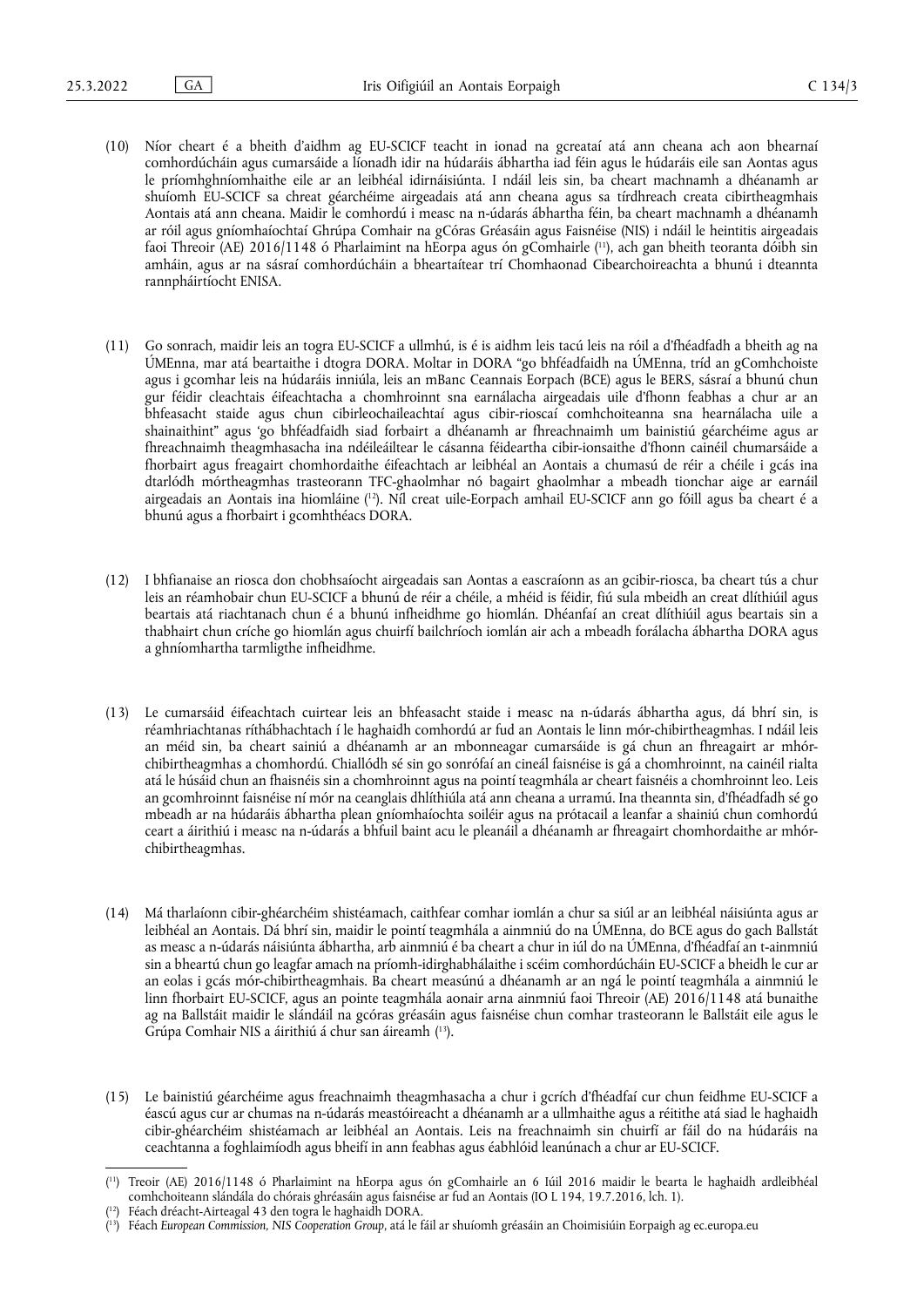(10) Níor cheart é a bheith d'aidhm ag EU-SCICF teacht in ionad na gcreataí atá ann cheana ach aon bhearnaí comhordúcháin agus cumarsáide a líonadh idir na húdaráis ábhartha iad féin agus le húdaráis eile san Aontas agus le príomhghníomhaithe eile ar an leibhéal idirnáisiúnta. I ndáil leis sin, ba cheart machnamh a dhéanamh ar shuíomh EU-SCICF sa chreat géarchéime airgeadais atá ann cheana agus sa tírdhreach creata cibirtheagmhais Aontais atá ann cheana. Maidir le comhordú i measc na n-údarás ábhartha féin, ba cheart machnamh a dhéanamh ar róil agus gníomhaíochtaí Ghrúpa Comhair na gCóras Gréasáin agus Faisnéise (NIS) i ndáil le heintitis airgeadais faoi Threoir (AE) 2016/1148 ó Pharlaimint na hEorpa agus ón gComhairle [11], ach gan bheith teoranta dóibh sin amháin, agus ar na sásraí comhordúcháin a bheartaítear trí Chomhaonad Cibearchoireachta a bhunú i dteannta rannpháirtíocht ENISA.

(11) Go sonrach, maidir leis an togra EU-SCICF a ullmhú, is é is aidhm leis tacú leis na róil a d'fhéadfadh a bheith ag na ÚMEnna, mar atá beartaithe i dtogra DORA. Moltar in DORA "go bhféadfaidh na ÚMEnna, tríd an gComhchoiste agus i gcomhar leis na húdaráis inniúla, leis an mBanc Ceannais Eorpach (BCE) agus le BERS, sásraí a bhunú chun gur féidir cleachtais éifeachtacha a chomhroinnt sna earnálacha airgeadais uile d'fhonn feabhas a chur ar an bhfeasacht staide agus chun cibirleochaileachtaí agus cibir-rioscaí comhchoiteanna sna hearnálacha uile a shainaithint" agus 'go bhféadfaidh siad forbairt a dhéanamh ar fhreachnaimh um bainistiú géarchéime agus ar fhreachnaimh theagmhasacha ina ndéileáiltear le cásanna féideartha cibir-ionsaithe d'fhonn cainéil chumarsáide a fhorbairt agus freagairt chomhordaithe éifeachtach ar leibhéal an Aontais a chumasú de réir a chéile i gcás ina dtarlódh mórtheagmhas trasteorann TFC-ghaolmhar nó bagairt ghaolmhar a mbeadh tionchar aige ar earnáil airgeadais an Aontais ina hiomláine [12]. Níl creat uile-Eorpach amhail EU-SCICF ann go fóill agus ba cheart é a bhunú agus a fhorbairt i gcomhthéacs DORA.

(12) I bhfianaise an riosca don chobhsaíocht airgeadais san Aontas a eascraíonn as an gcibir-riosca, ba cheart tús a chur leis an réamhobair chun EU-SCICF a bhunú de réir a chéile, a mhéid is féidir, fiú sula mbeidh an creat dlíthiúil agus beartais atá riachtanach chun é a bhunú infheidhme go hiomlán. Dhéanfaí an creat dlíthiúil agus beartais sin a thabhairt chun críche go hiomlán agus chuirfí bailchríoch iomlán air ach a mbeadh forálacha ábhartha DORA agus a ghníomhartha tarmligthe infheidhme.

(13) Le cumarsáid éifeachtach cuirtear leis an bhfeasacht staide i measc na n-údarás ábhartha agus, dá bhrí sin, is réamhriachtanas ríthábhachtach í le haghaidh comhordú ar fud an Aontais le linn mór-chibirtheagmhas. I ndáil leis an méid sin, ba cheart sainiú a dhéanamh ar an mbonneagar cumarsáide is gá chun an fhreagairt ar mhór-chibirtheagmhas a chomhordú. Chiallódh sé sin go sonrófaí an cineál faisnéise is gá a chomhroinnt, na cainéil rialta atá le húsáid chun an fhaisnéis sin a chomhroinnt agus na pointí teagmhála ar cheart faisnéis a chomhroinnt leo. Leis an gcomhroinnt faisnéise ní mór na ceanglais dhlíthiúla atá ann cheana a urramú. Ina theannta sin, d'fhéadfadh sé go mbeadh ar na húdaráis ábhartha plean gníomhaíochta soiléir agus na prótacail a leanfar a shainiú chun comhordú ceart a áirithiú i measc na n-údarás a bhfuil baint acu le pleanáil a dhéanamh ar fhreagairt chomhordaithe ar mhór-chibirtheagmhas.

(14) Má tharlaíonn cibir-ghéarchéim shistéamach, caithfear comhar iomlán a chur sa siúl ar an leibhéal náisiúnta agus ar leibhéal an Aontais. Dá bhrí sin, maidir le pointí teagmhála a ainmniú do na ÚMEnna, do BCE agus do gach Ballstát as measc a n-údarás náisiúnta ábhartha, arb ainmniú é ba cheart a chur in iúl do na ÚMEnna, d'fhéadfaí an t-ainmniú sin a bheartú chun go leagfar amach na príomh-idirghabhálaithe i scéim comhordúcháin EU-SCICF a bheidh le cur ar an eolas i gcás mór-chibirtheagmhais. Ba cheart measúnú a dhéanamh ar an ngá le pointí teagmhála a ainmniú le linn fhorbairt EU-SCICF, agus an pointe teagmhála aonair arna ainmniú faoi Threoir (AE) 2016/1148 atá bunaithe ag na Ballstáit maidir le slándáil na gcóras gréasáin agus faisnéise chun comhar trasteorann le Ballstáit eile agus le Grúpa Comhair NIS a áirithiú á chur san áireamh [13].

(15) Le bainistiú géarchéime agus freachnaimh theagmhasacha a chur i gcrích d'fhéadfaí cur chun feidhme EU-SCICF a éascú agus cur ar chumas na n-údarás meastóireacht a dhéanamh ar a ullmhaithe agus a réitithe atá siad le haghaidh cibir-ghéarchéim shistéamach ar leibhéal an Aontais. Leis na freachnaimh sin chuirfí ar fáil do na húdaráis na ceachtanna a foghlaimíodh agus bheifí in ann feabhas agus éabhlóid leanúnach a chur ar EU-SCICF.

---

[11] Treoir (AE) 2016/1148 ó Pharlaimint na hEorpa agus ón gComhairle an 6 Iúil 2016 maidir le bearta le haghaidh ardleibhéal comhchoiteann slándála do chórais ghréasáin agus faisnéise ar fud an Aontais (IO L 194, 19.7.2016, lch. 1).

[12] Féach dréacht-Airteagal 43 den togra le haghaidh DORA.

[13] Féach *European Commission, NIS Cooperation Group*, atá le fáil ar shuíomh gréasáin an Choimisiúin Eorpaigh ag ec.europa.eu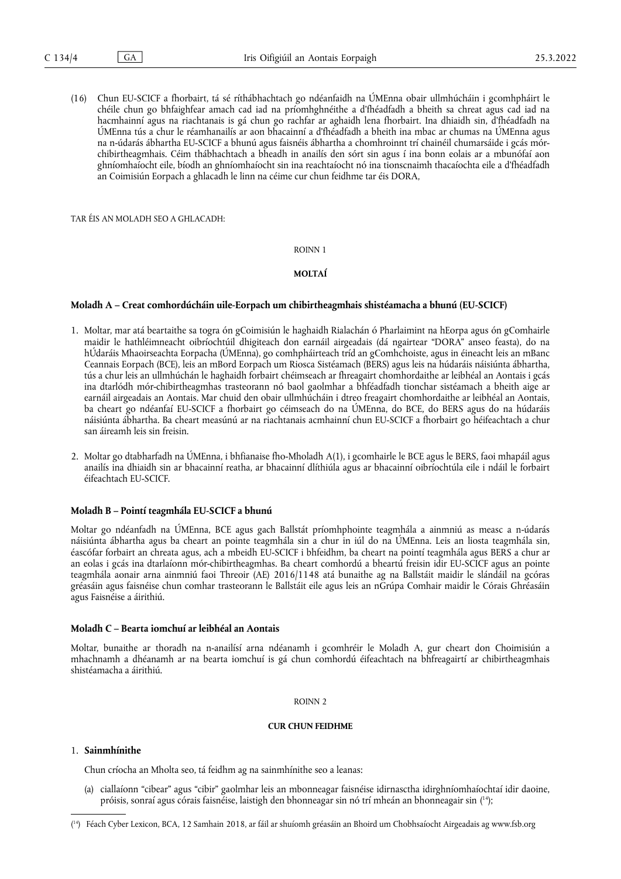(16) Chun EU-SCICF a fhorbairt, tá sé ríthábhachtach go ndéanfaidh na ÚMEnna obair ullmhúcháin i gcomhpháirt le chéile chun go bhfaighfear amach cad iad na príomhghnéithe a d'fhéadfadh a bheith sa chreat agus cad iad na hacmhainní agus na riachtanais is gá chun go rachfar ar aghaidh lena fhorbairt. Ina dhiaidh sin, d'fhéadfadh na ÚMEnna tús a chur le réamhanailís ar aon bhacainní a d'fhéadfadh a bheith ina mbac ar chumas na ÚMEnna agus na n-údarás ábhartha EU-SCICF a bhunú agus faisnéis ábhartha a chomhroinnt trí chainéil chumarsáide i gcás mór-chibirtheagmhais. Céim thábhachtach a bheadh in anailís den sórt sin agus í ina bonn eolais ar a mbunófaí aon ghníomhaíocht eile, bíodh an ghníomhaíocht sin ina reachtaíocht nó ina tionscnaimh thacaíochta eile a d'fhéadfadh an Coimisiún Eorpach a ghlacadh le linn na céime cur chun feidhme tar éis DORA,

TAR ÉIS AN MOLADH SEO A GHLACADH:

ROINN 1

**MOLTAÍ**

**Moladh A – Creat comhordúcháin uile-Eorpach um chibirtheagmhais shistéamacha a bhunú (EU-SCICF)**

1. Moltar, mar atá beartaithe sa togra ón gCoimisiún le haghaidh Rialachán ó Pharlaimint na hEorpa agus ón gComhairle maidir le hathléimneacht oibríochtúil dhigiteach don earnáil airgeadais (dá ngairtear "DORA" anseo feasta), do na hÚdaráis Mhaoirseachta Eorpacha (ÚMEnna), go comhpháirteach tríd an gComhchoiste, agus in éineacht leis an mBanc Ceannais Eorpach (BCE), leis an mBord Eorpach um Riosca Sistéamach (BERS) agus leis na húdaráis náisiúnta ábhartha, tús a chur leis an ullmhúchán le haghaidh forbairt chéimseach ar fhreagairt chomhordaithe ar leibhéal an Aontais i gcás ina dtarlódh mór-chibirtheagmhas trasteorann nó baol gaolmhar a bhféadfadh tionchar sistéamach a bheith aige ar earnáil airgeadais an Aontais. Mar chuid den obair ullmhúcháin i dtreo freagairt chomhordaithe ar leibhéal an Aontais, ba cheart go ndéanfaí EU-SCICF a fhorbairt go céimseach do na ÚMEnna, do BCE, do BERS agus do na húdaráis náisiúnta ábhartha. Ba cheart measúnú ar na riachtanais acmhainní chun EU-SCICF a fhorbairt go héifeachtach a chur san áireamh leis sin freisin.

2. Moltar go dtabharfadh na ÚMEnna, i bhfianaise fho-Mholadh A(1), i gcomhairle le BCE agus le BERS, faoi mhapáil agus anailís ina dhiaidh sin ar bhacainní reatha, ar bhacainní dlíthiúla agus ar bhacainní oibríochtúla eile i ndáil le forbairt éifeachtach EU-SCICF.

**Moladh B – Pointí teagmhála EU-SCICF a bhunú**

Moltar go ndéanfadh na ÚMEnna, BCE agus gach Ballstát príomhphointe teagmhála a ainmniú as measc a n-údarás náisiúnta ábhartha agus ba cheart an pointe teagmhála sin a chur in iúl do na ÚMEnna. Leis an liosta teagmhála sin, éascófar forbairt an chreata agus, ach a mbeidh EU-SCICF i bhfeidhm, ba cheart na pointí teagmhála agus BERS a chur ar an eolas i gcás ina dtarlaíonn mór-chibirtheagmhas. Ba cheart comhordú a bheartú freisin idir EU-SCICF agus an pointe teagmhála aonair arna ainmniú faoi Threoir (AE) 2016/1148 atá bunaithe ag na Ballstáit maidir le slándáil na gcóras gréasáin agus faisnéise chun comhar trasteorann le Ballstáit eile agus leis an nGrúpa Comhair maidir le Córais Ghréasáin agus Faisnéise a áirithiú.

**Moladh C – Bearta iomchuí ar leibhéal an Aontais**

Moltar, bunaithe ar thoradh na n-anailísí arna ndéanamh i gcomhréir le Moladh A, gur cheart don Choimisiún a mhachnamh a dhéanamh ar na bearta iomchuí is gá chun comhordú éifeachtach na bhfreagairtí ar chibirtheagmhais shistéamacha a áirithiú.

ROINN 2

**CUR CHUN FEIDHME**

1. **Sainmhínithe**

Chun críocha an Mholta seo, tá feidhm ag na sainmhínithe seo a leanas:

(a) ciallaíonn "cibear" agus "cibir" gaolmhar leis an mbonneagar faisnéise idirnasctha idirghníomhaíochtaí idir daoine, próisis, sonraí agus córais faisnéise, laistigh den bhonneagar sin nó trí mheán an bhonneagair sin [14];

---

[14] Féach Cyber Lexicon, BCA, 12 Samhain 2018, ar fáil ar shuíomh gréasáin an Bhoird um Chobhsaíocht Airgeadais ag www.fsb.org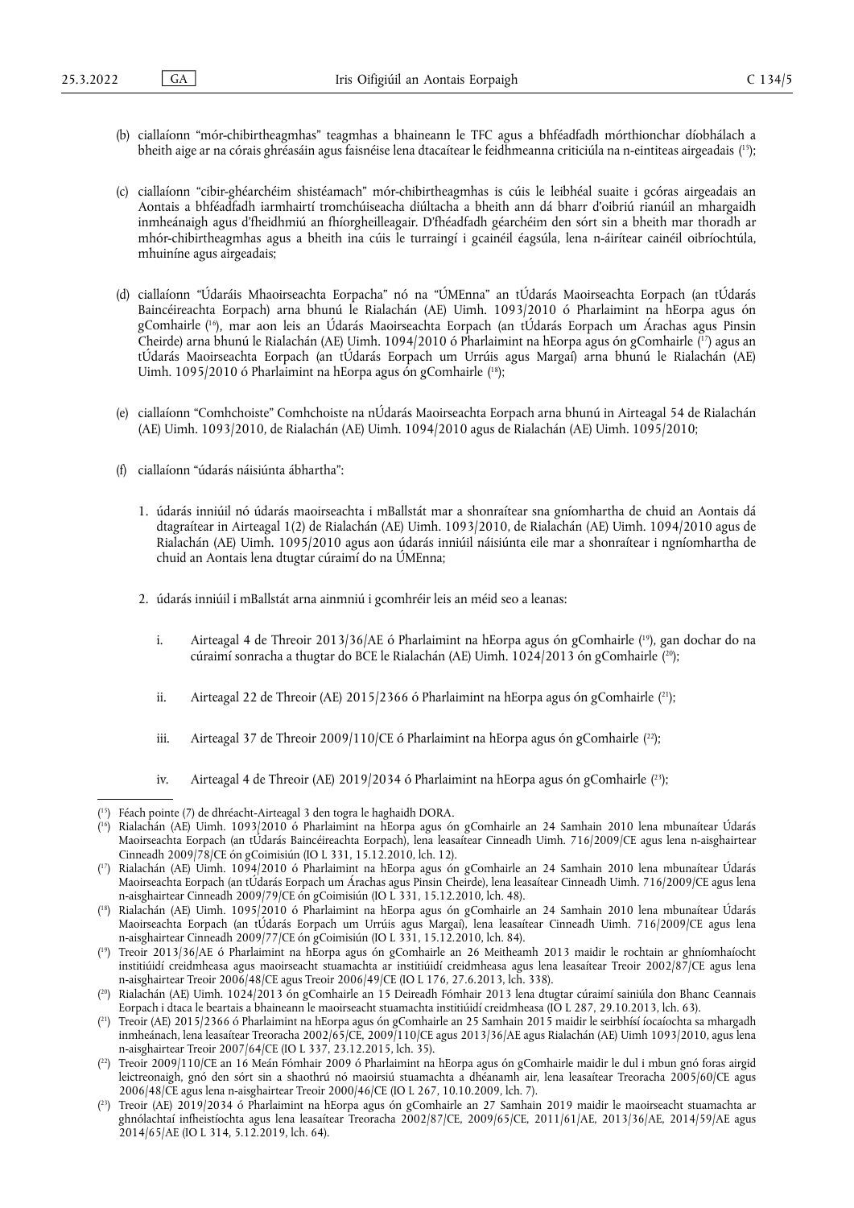(b) ciallaíonn "mór-chibirtheagmhas" teagmhas a bhaineann le TFC agus a bhféadfadh mórthionchar díobhálach a bheith aige ar na córais ghréasáin agus faisnéise lena dtacaítear le feidhmeanna criticiúla na n-eintiteas airgeadais [15];

(c) ciallaíonn "cibir-ghéarchéim shistéamach" mór-chibirtheagmhas is cúis le leibhéal suaite i gcóras airgeadais an Aontais a bhféadfadh iarmhairtí tromchúiseacha diúltacha a bheith ann dá bharr d'oibriú rianúil an mhargaidh inmheánaigh agus d'fheidhmiú an fhíorgheilleagair. D'fhéadfadh géarchéim den sórt sin a bheith mar thoradh ar mhór-chibirtheagmhas agus a bheith ina cúis le turraingí i gcainéil éagsúla, lena n-áirítear cainéil oibríochtúla, mhuiníne agus airgeadais;

(d) ciallaíonn "Údaráis Mhaoirseachta Eorpacha" nó na "ÚMEnna" an tÚdarás Maoirseachta Eorpach (an tÚdarás Baincéireachta Eorpach) arna bhunú le Rialachán (AE) Uimh. 1093/2010 ó Pharlaimint na hEorpa agus ón gComhairle [16], mar aon leis an Údarás Maoirseachta Eorpach (an tÚdarás Eorpach um Árachas agus Pinsin Cheirde) arna bhunú le Rialachán (AE) Uimh. 1094/2010 ó Pharlaimint na hEorpa agus ón gComhairle [17] agus an tÚdarás Maoirseachta Eorpach (an tÚdarás Eorpach um Urrúis agus Margaí) arna bhunú le Rialachán (AE) Uimh. 1095/2010 ó Pharlaimint na hEorpa agus ón gComhairle [18];

(e) ciallaíonn "Comhchoiste" Comhchoiste na nÚdarás Maoirseachta Eorpach arna bhunú in Airteagal 54 de Rialachán (AE) Uimh. 1093/2010, de Rialachán (AE) Uimh. 1094/2010 agus de Rialachán (AE) Uimh. 1095/2010;

(f) ciallaíonn "údarás náisiúnta ábhartha":

1. údarás inniúil nó údarás maoirseachta i mBallstát mar a shonraítear sna gníomhartha de chuid an Aontais dá dtagraítear in Airteagal 1(2) de Rialachán (AE) Uimh. 1093/2010, de Rialachán (AE) Uimh. 1094/2010 agus de Rialachán (AE) Uimh. 1095/2010 agus aon údarás inniúil náisiúnta eile mar a shonraítear i ngníomhartha de chuid an Aontais lena dtugtar cúraimí do na ÚMEnna;

2. údarás inniúil i mBallstát arna ainmniú i gcomhréir leis an méid seo a leanas:

   i. Airteagal 4 de Threoir 2013/36/AE ó Pharlaimint na hEorpa agus ón gComhairle [19], gan dochar do na cúraimí sonracha a thugtar do BCE le Rialachán (AE) Uimh. 1024/2013 ón gComhairle [20];

   ii. Airteagal 22 de Threoir (AE) 2015/2366 ó Pharlaimint na hEorpa agus ón gComhairle [21];

   iii. Airteagal 37 de Threoir 2009/110/CE ó Pharlaimint na hEorpa agus ón gComhairle [22];

   iv. Airteagal 4 de Threoir (AE) 2019/2034 ó Pharlaimint na hEorpa agus ón gComhairle [23];

---

[15] Féach pointe (7) de dhréacht-Airteagal 3 den togra le haghaidh DORA.

[16] Rialachán (AE) Uimh. 1093/2010 ó Pharlaimint na hEorpa agus ón gComhairle an 24 Samhain 2010 lena mbunaítear Údarás Maoirseachta Eorpach (an tÚdarás Baincéireachta Eorpach), lena leasaítear Cinneadh Uimh. 716/2009/CE agus lena n-aisghairtear Cinneadh 2009/78/CE ón gCoimisiún (IO L 331, 15.12.2010, lch. 12).

[17] Rialachán (AE) Uimh. 1094/2010 ó Pharlaimint na hEorpa agus ón gComhairle an 24 Samhain 2010 lena mbunaítear Údarás Maoirseachta Eorpach (an tÚdarás Eorpach um Árachas agus Pinsin Cheirde), lena leasaítear Cinneadh Uimh. 716/2009/CE agus lena n-aisghairtear Cinneadh 2009/79/CE ón gCoimisiún (IO L 331, 15.12.2010, lch. 48).

[18] Rialachán (AE) Uimh. 1095/2010 ó Pharlaimint na hEorpa agus ón gComhairle an 24 Samhain 2010 lena mbunaítear Údarás Maoirseachta Eorpach (an tÚdarás Eorpach um Urrúis agus Margaí), lena leasaítear Cinneadh Uimh. 716/2009/CE agus lena n-aisghairtear Cinneadh 2009/77/CE ón gCoimisiún (IO L 331, 15.12.2010, lch. 84).

[19] Treoir 2013/36/AE ó Pharlaimint na hEorpa agus ón gComhairle an 26 Meitheamh 2013 maidir le rochtain ar ghníomhaíocht institiúidí creidmheasa agus maoirseacht stuamachta ar institiúidí creidmheasa agus lena leasaítear Treoir 2002/87/CE agus lena n-aisghairtear Treoir 2006/48/CE agus Treoir 2006/49/CE (IO L 176, 27.6.2013, lch. 338).

[20] Rialachán (AE) Uimh. 1024/2013 ón gComhairle an 15 Deireadh Fómhair 2013 lena dtugtar cúraimí sainiúla don Bhanc Ceannais Eorpach i dtaca le beartais a bhaineann le maoirseacht stuamachta institiúidí creidmheasa (IO L 287, 29.10.2013, lch. 63).

[21] Treoir (AE) 2015/2366 ó Pharlaimint na hEorpa agus ón gComhairle an 25 Samhain 2015 maidir le seirbhísí íocaíochta sa mhargadh inmheánach, lena leasaítear Treoracha 2002/65/CE, 2009/110/CE agus 2013/36/AE agus Rialachán (AE) Uimh 1093/2010, agus lena n-aisghairtear Treoir 2007/64/CE (IO L 337, 23.12.2015, lch. 35).

[22] Treoir 2009/110/CE an 16 Meán Fómhair 2009 ó Pharlaimint na hEorpa agus ón gComhairle maidir le dul i mbun gnó foras airgid leictreonaigh, gnó den sórt sin a shaothrú nó maoirsiú stuamachta a dhéanamh air, lena leasaítear Treoracha 2005/60/CE agus 2006/48/CE agus lena n-aisghairtear Treoir 2000/46/CE (IO L 267, 10.10.2009, lch. 7).

[23] Treoir (AE) 2019/2034 ó Pharlaimint na hEorpa agus ón gComhairle an 27 Samhain 2019 maidir le maoirseacht stuamachta ar ghnólachtaí infheistíochta agus lena leasaítear Treoracha 2002/87/CE, 2009/65/CE, 2011/61/AE, 2013/36/AE, 2014/59/AE agus 2014/65/AE (IO L 314, 5.12.2019, lch. 64).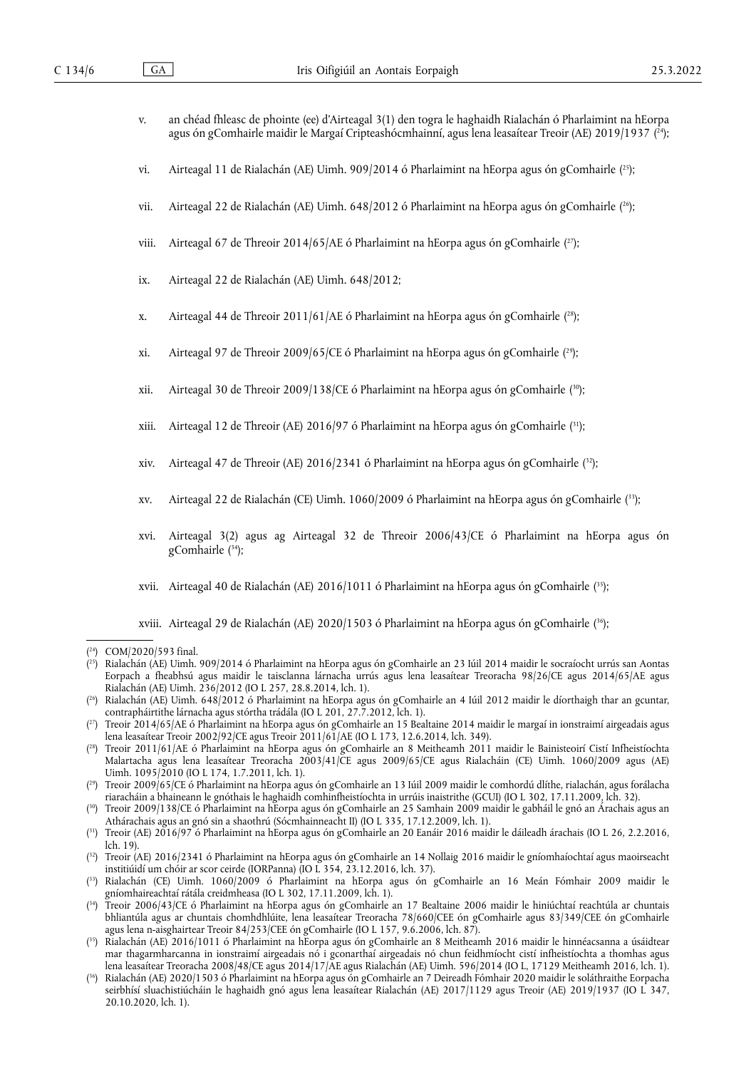v. an chéad fhleasc de phointe (ee) d'Airteagal 3(1) den togra le haghaidh Rialachán ó Pharlaimint na hEorpa agus ón gComhairle maidir le Margaí Cripteashócmhainní, agus lena leasaítear Treoir (AE) 2019/1937 ([24]);

vi. Airteagal 11 de Rialachán (AE) Uimh. 909/2014 ó Pharlaimint na hEorpa agus ón gComhairle ([25]);

vii. Airteagal 22 de Rialachán (AE) Uimh. 648/2012 ó Pharlaimint na hEorpa agus ón gComhairle ([26]);

viii. Airteagal 67 de Threoir 2014/65/AE ó Pharlaimint na hEorpa agus ón gComhairle ([27]);

ix. Airteagal 22 de Rialachán (AE) Uimh. 648/2012;

x. Airteagal 44 de Threoir 2011/61/AE ó Pharlaimint na hEorpa agus ón gComhairle ([28]);

xi. Airteagal 97 de Threoir 2009/65/CE ó Pharlaimint na hEorpa agus ón gComhairle ([29]);

xii. Airteagal 30 de Threoir 2009/138/CE ó Pharlaimint na hEorpa agus ón gComhairle ([30]);

xiii. Airteagal 12 de Threoir (AE) 2016/97 ó Pharlaimint na hEorpa agus ón gComhairle ([31]);

xiv. Airteagal 47 de Threoir (AE) 2016/2341 ó Pharlaimint na hEorpa agus ón gComhairle ([32]);

xv. Airteagal 22 de Rialachán (CE) Uimh. 1060/2009 ó Pharlaimint na hEorpa agus ón gComhairle ([33]);

xvi. Airteagal 3(2) agus ag Airteagal 32 de Threoir 2006/43/CE ó Pharlaimint na hEorpa agus ón gComhairle ([34]);

xvii. Airteagal 40 de Rialachán (AE) 2016/1011 ó Pharlaimint na hEorpa agus ón gComhairle ([35]);

xviii. Airteagal 29 de Rialachán (AE) 2020/1503 ó Pharlaimint na hEorpa agus ón gComhairle ([36]);

---

([24]) COM/2020/593 final.

([25]) Rialachán (AE) Uimh. 909/2014 ó Pharlaimint na hEorpa agus ón gComhairle an 23 Iúil 2014 maidir le socraíocht urrús san Aontas Eorpach a fheabhsú agus maidir le taisclanna lárnacha urrús agus lena leasaítear Treoracha 98/26/CE agus 2014/65/AE agus Rialachán (AE) Uimh. 236/2012 (IO L 257, 28.8.2014, lch. 1).

([26]) Rialachán (AE) Uimh. 648/2012 ó Pharlaimint na hEorpa agus ón gComhairle an 4 Iúil 2012 maidir le díorthaigh thar an gcuntar, contrapháirtithe lárnacha agus stórtha trádála (IO L 201, 27.7.2012, lch. 1).

([27]) Treoir 2014/65/AE ó Pharlaimint na hEorpa agus ón gComhairle an 15 Bealtaine 2014 maidir le margaí in ionstraimí airgeadais agus lena leasaítear Treoir 2002/92/CE agus Treoir 2011/61/AE (IO L 173, 12.6.2014, lch. 349).

([28]) Treoir 2011/61/AE ó Pharlaimint na hEorpa agus ón gComhairle an 8 Meitheamh 2011 maidir le Bainisteoirí Cistí Infheistíochta Malartacha agus lena leasaítear Treoracha 2003/41/CE agus 2009/65/CE agus Rialacháin (CE) Uimh. 1060/2009 agus (AE) Uimh. 1095/2010 (IO L 174, 1.7.2011, lch. 1).

([29]) Treoir 2009/65/CE ó Pharlaimint na hEorpa agus ón gComhairle an 13 Iúil 2009 maidir le comhordú dlíthe, rialachán, agus forálacha riaracháin a bhaineann le gnóthais le haghaidh comhinfheistíochta in urrúis inaistrithe (GCUI) (IO L 302, 17.11.2009, lch. 32).

([30]) Treoir 2009/138/CE ó Pharlaimint na hEorpa agus ón gComhairle an 25 Samhain 2009 maidir le gabháil le gnó an Árachais agus an Athárachais agus an gnó sin a shaothrú (Sócmhainneacht II) (IO L 335, 17.12.2009, lch. 1).

([31]) Treoir (AE) 2016/97 ó Pharlaimint na hEorpa agus ón gComhairle an 20 Eanáir 2016 maidir le dáileadh árachais (IO L 26, 2.2.2016, lch. 19).

([32]) Treoir (AE) 2016/2341 ó Pharlaimint na hEorpa agus ón gComhairle an 14 Nollaig 2016 maidir le gníomhaíochtaí agus maoirseacht institiúidí um chóir ar scor ceirde (IORPanna) (IO L 354, 23.12.2016, lch. 37).

([33]) Rialachán (CE) Uimh. 1060/2009 ó Pharlaimint na hEorpa agus ón gComhairle an 16 Meán Fómhair 2009 maidir le gníomhaireachtaí rátála creidmheasa (IO L 302, 17.11.2009, lch. 1).

([34]) Treoir 2006/43/CE ó Pharlaimint na hEorpa agus ón gComhairle an 17 Bealtaine 2006 maidir le hiniúchtaí reachtúla ar chuntais bhliantúla agus ar chuntais chomhdhlúite, lena leasaítear Treoracha 78/660/CEE ón gComhairle agus 83/349/CEE ón gComhairle agus lena n-aisghairtear Treoir 84/253/CEE ón gComhairle (IO L 157, 9.6.2006, lch. 87).

([35]) Rialachán (AE) 2016/1011 ó Pharlaimint na hEorpa agus ón gComhairle an 8 Meitheamh 2016 maidir le hinnéacsanna a úsáidtear mar thagarmharcanna in ionstraimí airgeadais nó i gconarthaí airgeadais nó chun feidhmíocht cistí infheistíochta a thomhas agus lena leasaítear Treoracha 2008/48/CE agus 2014/17/AE agus Rialachán (AE) Uimh. 596/2014 (IO L, 17129 Meitheamh 2016, lch. 1).

([36]) Rialachán (AE) 2020/1503 ó Pharlaimint na hEorpa agus ón gComhairle an 7 Deireadh Fómhair 2020 maidir le soláthraithe Eorpacha seirbhísí sluachistiúcháin le haghaidh gnó agus lena leasaítear Rialachán (AE) 2017/1129 agus Treoir (AE) 2019/1937 (IO L 347, 20.10.2020, lch. 1).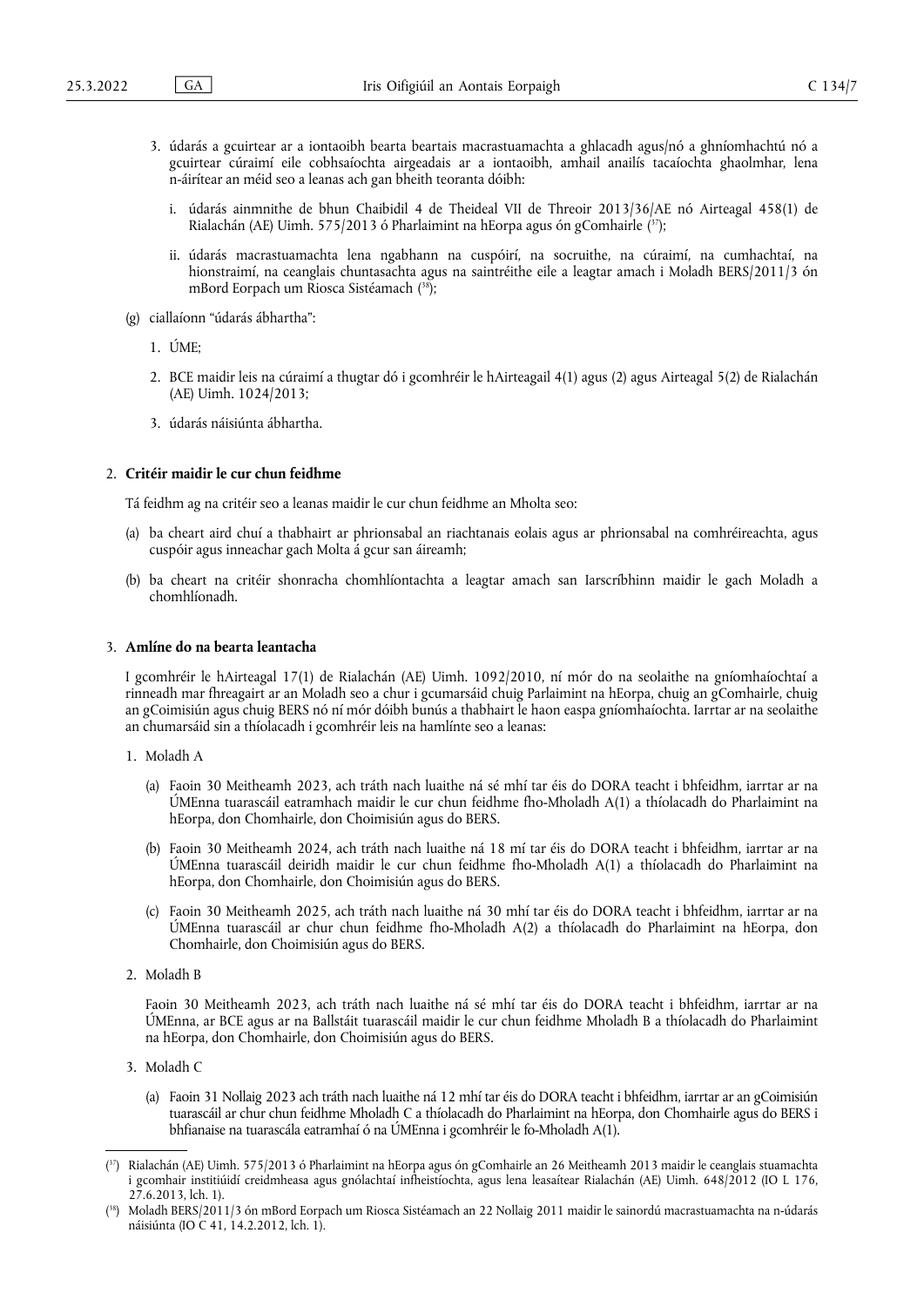3. údarás a gcuirtear ar a iontaoibh bearta beartais macrastuamachta a ghlacadh agus/nó a ghníomhachtú nó a gcuirtear cúraimí eile cobhsaíochta airgeadais ar a iontaoibh, amhail anailís tacaíochta ghaolmhar, lena n-áirítear an méid seo a leanas ach gan bheith teoranta dóibh:

   i. údarás ainmnithe de bhun Chaibidil 4 de Theideal VII de Threoir 2013/36/AE nó Airteagal 458(1) de Rialachán (AE) Uimh. 575/2013 ó Pharlaimint na hEorpa agus ón gComhairle ([37]);

   ii. údarás macrastuamachta lena ngabhann na cuspóirí, na socruithe, na cúraimí, na cumhachtaí, na hionstraimí, na ceanglais chuntasachta agus na saintréithe eile a leagtar amach i Moladh BERS/2011/3 ón mBord Eorpach um Riosca Sistéamach ([38]);

(g) ciallaíonn "údarás ábhartha":

1. ÚME;

2. BCE maidir leis na cúraimí a thugtar dó i gcomhréir le hAirteagail 4(1) agus (2) agus Airteagal 5(2) de Rialachán (AE) Uimh. 1024/2013;

3. údarás náisiúnta ábhartha.

## 2. **Critéir maidir le cur chun feidhme**

Tá feidhm ag na critéir seo a leanas maidir le cur chun feidhme an Mholta seo:

(a) ba cheart aird chuí a thabhairt ar phrionsabal an riachtanais eolais agus ar phrionsabal na comhréireachta, agus cuspóir agus inneachar gach Molta á gcur san áireamh;

(b) ba cheart na critéir shonracha chomhlíontachta a leagtar amach san Iarscríbhinn maidir le gach Moladh a chomhlíonadh.

## 3. **Amlíne do na bearta leantacha**

I gcomhréir le hAirteagal 17(1) de Rialachán (AE) Uimh. 1092/2010, ní mór do na seolaithe na gníomhaíochtaí a rinneadh mar fhreagairt ar an Moladh seo a chur i gcumarsáid chuig Parlaimint na hEorpa, chuig an gComhairle, chuig an gCoimisiún agus chuig BERS nó ní mór dóibh bunús a thabhairt le haon easpa gníomhaíochta. Iarrtar ar na seolaithe an chumarsáid sin a thíolacadh i gcomhréir leis na hamlínte seo a leanas:

1. Moladh A

   (a) Faoin 30 Meitheamh 2023, ach tráth nach luaithe ná sé mhí tar éis do DORA teacht i bhfeidhm, iarrtar ar na ÚMEnna tuarascáil eatramhach maidir le cur chun feidhme fho-Mholadh A(1) a thíolacadh do Pharlaimint na hEorpa, don Chomhairle, don Choimisiún agus do BERS.

   (b) Faoin 30 Meitheamh 2024, ach tráth nach luaithe ná 18 mí tar éis do DORA teacht i bhfeidhm, iarrtar ar na ÚMEnna tuarascáil deiridh maidir le cur chun feidhme fho-Mholadh A(1) a thíolacadh do Pharlaimint na hEorpa, don Chomhairle, don Choimisiún agus do BERS.

   (c) Faoin 30 Meitheamh 2025, ach tráth nach luaithe ná 30 mhí tar éis do DORA teacht i bhfeidhm, iarrtar ar na ÚMEnna tuarascáil ar chur chun feidhme fho-Mholadh A(2) a thíolacadh do Pharlaimint na hEorpa, don Chomhairle, don Choimisiún agus do BERS.

2. Moladh B

   Faoin 30 Meitheamh 2023, ach tráth nach luaithe ná sé mhí tar éis do DORA teacht i bhfeidhm, iarrtar ar na ÚMEnna, ar BCE agus ar na Ballstáit tuarascáil maidir le cur chun feidhme Mholadh B a thíolacadh do Pharlaimint na hEorpa, don Chomhairle, don Choimisiún agus do BERS.

3. Moladh C

   (a) Faoin 31 Nollaig 2023 ach tráth nach luaithe ná 12 mhí tar éis do DORA teacht i bhfeidhm, iarrtar ar an gCoimisiún tuarascáil ar chur chun feidhme Mholadh C a thíolacadh do Pharlaimint na hEorpa, don Chomhairle agus do BERS i bhfianaise na tuarascála eatramhaí ó na ÚMEnna i gcomhréir le fo-Mholadh A(1).

---

([37]) Rialachán (AE) Uimh. 575/2013 ó Pharlaimint na hEorpa agus ón gComhairle an 26 Meitheamh 2013 maidir le ceanglais stuamachta i gcomhair institiúidí creidmheasa agus gnólachtaí infheistíochta, agus lena leasaítear Rialachán (AE) Uimh. 648/2012 (IO L 176, 27.6.2013, lch. 1).

([38]) Moladh BERS/2011/3 ón mBord Eorpach um Riosca Sistéamach an 22 Nollaig 2011 maidir le sainordú macrastuamachta na n-údarás náisiúnta (IO C 41, 14.2.2012, lch. 1).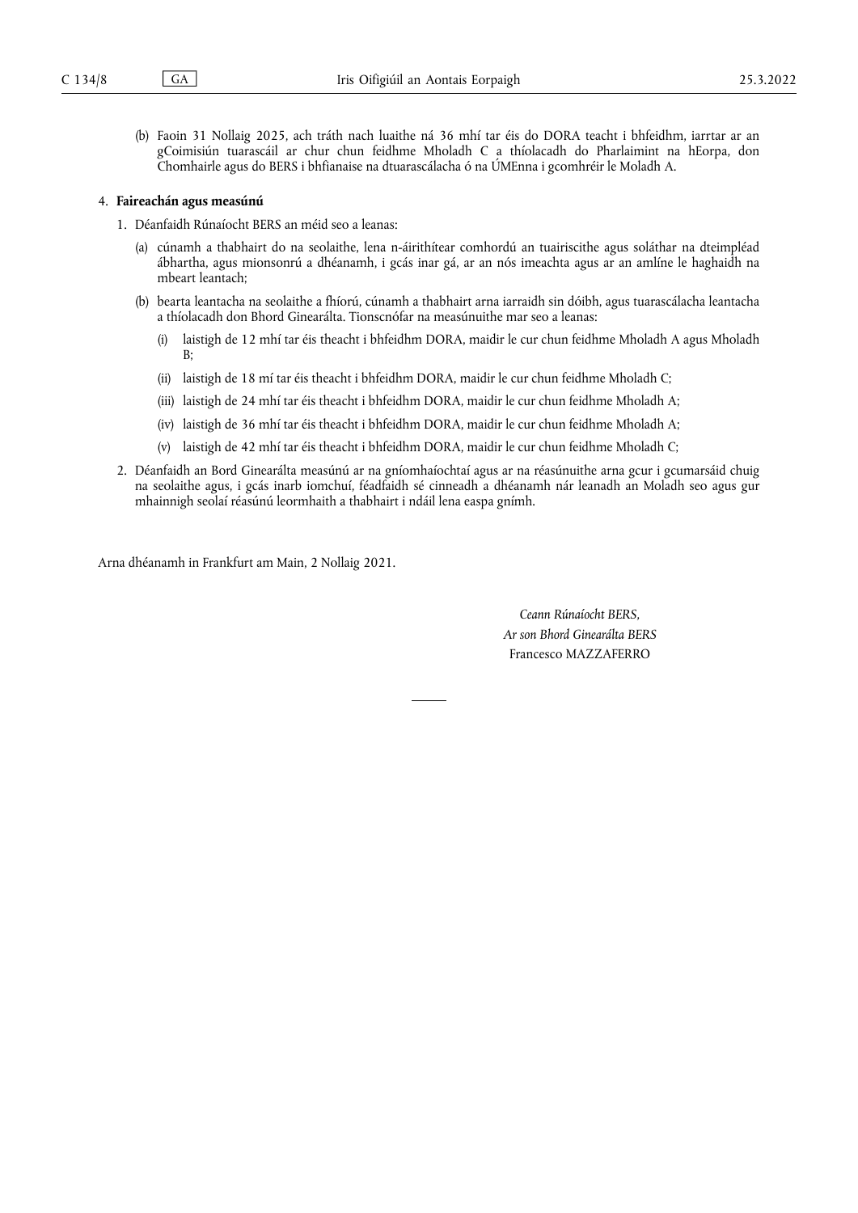(b) Faoin 31 Nollaig 2025, ach tráth nach luaithe ná 36 mhí tar éis do DORA teacht i bhfeidhm, iarrtar ar an gCoimisiún tuarascáil ar chur chun feidhme Mholadh C a thíolacadh do Pharlaimint na hEorpa, don Chomhairle agus do BERS i bhfianaise na dtuarascálacha ó na ÚMEnna i gcomhréir le Moladh A.

4. **Faireachán agus measúnú**

1. Déanfaidh Rúnaíocht BERS an méid seo a leanas:

   (a) cúnamh a thabhairt do na seolaithe, lena n-áirithítear comhordú an tuairiscithe agus soláthar na dteimpléad ábhartha, agus mionsonrú a dhéanamh, i gcás inar gá, ar an nós imeachta agus ar an amlíne le haghaidh na mbeart leantach;

   (b) bearta leantacha na seolaithe a fhíorú, cúnamh a thabhairt arna iarraidh sin dóibh, agus tuarascálacha leantacha a thíolacadh don Bhord Ginearálta. Tionscnófar na measúnuithe mar seo a leanas:

      (i) laistigh de 12 mhí tar éis theacht i bhfeidhm DORA, maidir le cur chun feidhme Mholadh A agus Mholadh B;

      (ii) laistigh de 18 mí tar éis theacht i bhfeidhm DORA, maidir le cur chun feidhme Mholadh C;

      (iii) laistigh de 24 mhí tar éis theacht i bhfeidhm DORA, maidir le cur chun feidhme Mholadh A;

      (iv) laistigh de 36 mhí tar éis theacht i bhfeidhm DORA, maidir le cur chun feidhme Mholadh A;

      (v) laistigh de 42 mhí tar éis theacht i bhfeidhm DORA, maidir le cur chun feidhme Mholadh C;

2. Déanfaidh an Bord Ginearálta measúnú ar na gníomhaíochtaí agus ar na réasúnuithe arna gcur i gcumarsáid chuig na seolaithe agus, i gcás inarb iomchuí, féadfaidh sé cinneadh a dhéanamh nár leanadh an Moladh seo agus gur mhainnigh seolaí réasúnú leormhaith a thabhairt i ndáil lena easpa gnímh.

Arna dhéanamh in Frankfurt am Main, 2 Nollaig 2021.

*Ceann Rúnaíocht BERS,*
*Ar son Bhord Ginearálta BERS*
Francesco MAZZAFERRO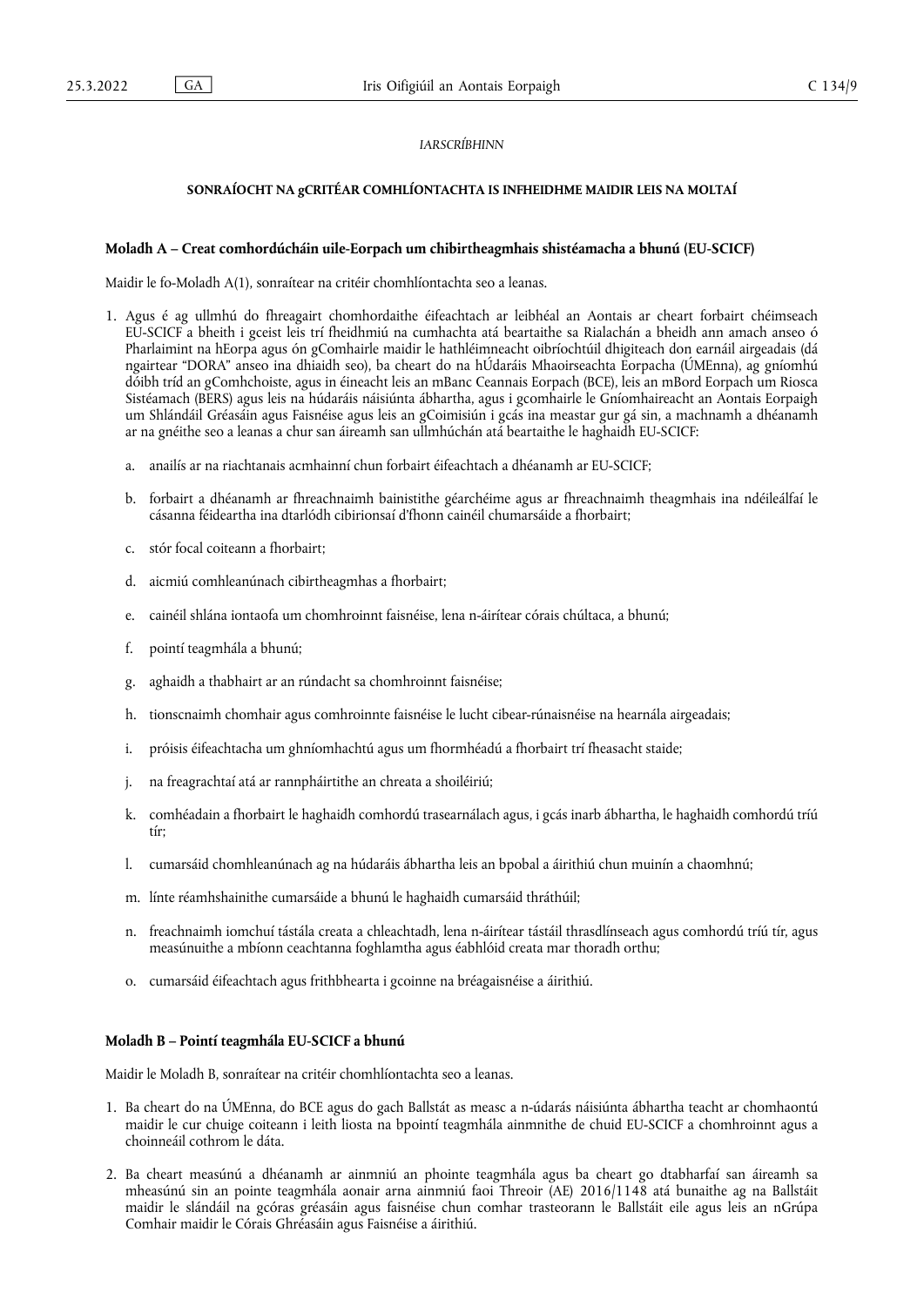*IARSCRÍBHINN*

**SONRAÍOCHT NA gCRITÉAR COMHLÍONTACHTA IS INFHEIDHME MAIDIR LEIS NA MOLTAÍ**

**Moladh A – Creat comhordúcháin uile-Eorpach um chibirtheagmhais shistéamacha a bhunú (EU-SCICF)**

Maidir le fo-Moladh A(1), sonraítear na critéir chomhlíontachta seo a leanas.

1. Agus é ag ullmhú do fhreagairt chomhordaithe éifeachtach ar leibhéal an Aontais ar cheart forbairt chéimseach EU-SCICF a bheith i gceist leis trí fheidhmiú na cumhachta atá beartaithe sa Rialachán a bheidh ann amach anseo ó Pharlaimint na hEorpa agus ón gComhairle maidir le hathléimneacht oibríochtúil dhigiteach don earnáil airgeadais (dá ngairtear "DORA" anseo ina dhiaidh seo), ba cheart do na hÚdaráis Mhaoirseachta Eorpacha (ÚMEnna), ag gníomhú dóibh tríd an gComhchoiste, agus in éineacht leis an mBanc Ceannais Eorpach (BCE), leis an mBord Eorpach um Riosca Sistéamach (BERS) agus leis na húdaráis náisiúnta ábhartha, agus i gcomhairle le Gníomhaireacht an Aontais Eorpaigh um Shlándáil Gréasáin agus Faisnéise agus leis an gCoimisiún i gcás ina meastar gur gá sin, a machnamh a dhéanamh ar na gnéithe seo a leanas a chur san áireamh san ullmhúchán atá beartaithe le haghaidh EU-SCICF:

   a. anailís ar na riachtanais acmhainní chun forbairt éifeachtach a dhéanamh ar EU-SCICF;

   b. forbairt a dhéanamh ar fhreachnaimh bainistithe géarchéime agus ar fhreachnaimh theagmhais ina ndéileálfaí le cásanna féideartha ina dtarlódh cibirionsaí d'fhonn cainéil chumarsáide a fhorbairt;

   c. stór focal coiteann a fhorbairt;

   d. aicmiú comhleanúnach cibirtheagmhas a fhorbairt;

   e. cainéil shlána iontaofa um chomhroinnt faisnéise, lena n-áirítear córais chúltaca, a bhunú;

   f. pointí teagmhála a bhunú;

   g. aghaidh a thabhairt ar an rúndacht sa chomhroinnt faisnéise;

   h. tionscnaimh chomhair agus comhroinnte faisnéise le lucht cibear-rúnaisnéise na hearnála airgeadais;

   i. próisis éifeachtacha um ghníomhachtú agus um fhormhéadú a fhorbairt trí fheasacht staide;

   j. na freagrachtaí atá ar rannpháirtithe an chreata a shoiléiriú;

   k. comhéadain a fhorbairt le haghaidh comhordú trasearnálach agus, i gcás inarb ábhartha, le haghaidh comhordú tríú tír;

   l. cumarsáid chomhleanúnach ag na húdaráis ábhartha leis an bpobal a áirithiú chun muinín a chaomhnú;

   m. línte réamhshainithe cumarsáide a bhunú le haghaidh cumarsáid thráthúil;

   n. freachnaimh iomchuí tástála creata a chleachtadh, lena n-áirítear tástáil thrasdlínseach agus comhordú tríú tír, agus measúnuithe a mbíonn ceachtanna foghlamtha agus éabhlóid creata mar thoradh orthu;

   o. cumarsáid éifeachtach agus frithbhearta i gcoinne na bréagaisnéise a áirithiú.

**Moladh B – Pointí teagmhála EU-SCICF a bhunú**

Maidir le Moladh B, sonraítear na critéir chomhlíontachta seo a leanas.

1. Ba cheart do na ÚMEnna, do BCE agus do gach Ballstát as measc a n-údarás náisiúnta ábhartha teacht ar chomhaontú maidir le cur chuige coiteann i leith liosta na bpointí teagmhála ainmnithe de chuid EU-SCICF a chomhroinnt agus a choinneáil cothrom le dáta.

2. Ba cheart measúnú a dhéanamh ar ainmniú an phointe teagmhála agus ba cheart go dtabharfaí san áireamh sa mheasúnú sin an pointe teagmhála aonair arna ainmniú faoi Threoir (AE) 2016/1148 atá bunaithe ag na Ballstáit maidir le slándáil na gcóras gréasáin agus faisnéise chun comhar trasteorann le Ballstáit eile agus leis an nGrúpa Comhair maidir le Córais Ghréasáin agus Faisnéise a áirithiú.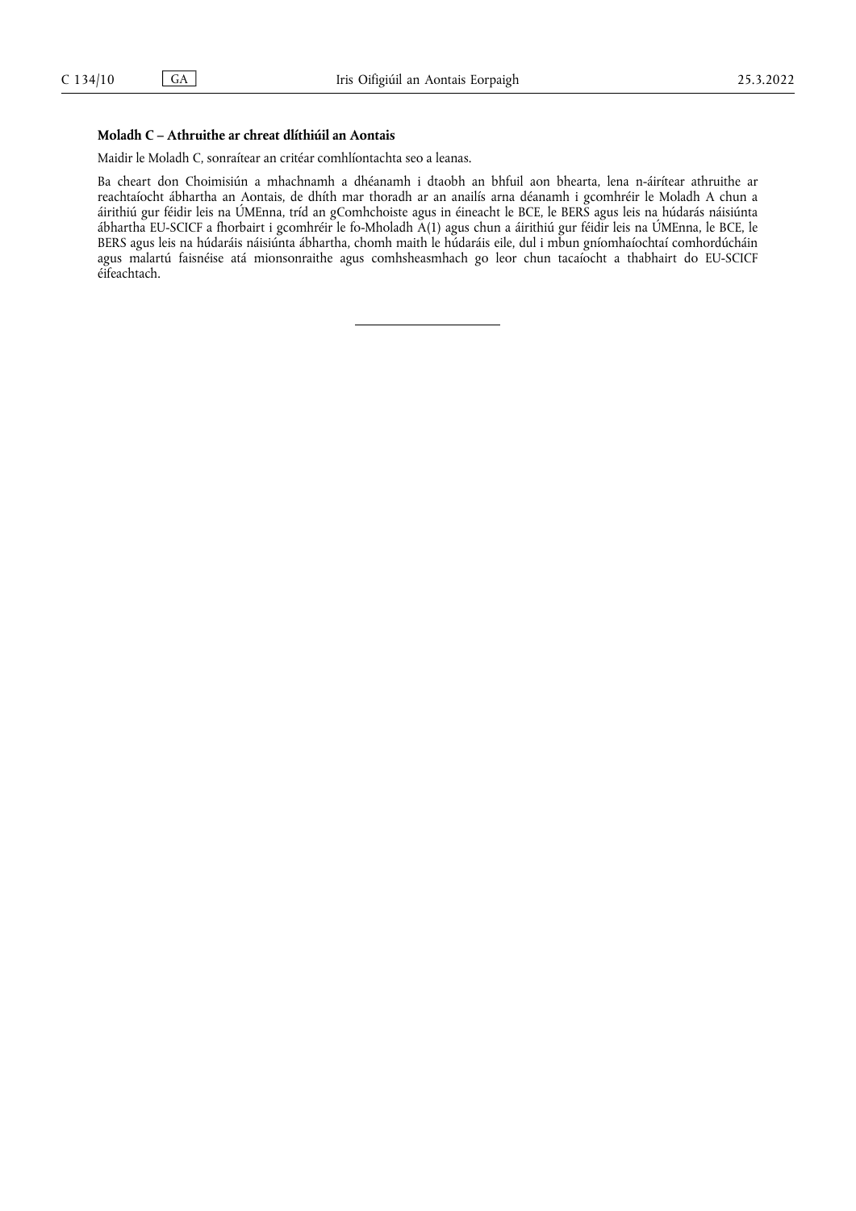**Moladh C – Athruithe ar chreat dlíthiúil an Aontais**

Maidir le Moladh C, sonraítear an critéar comhlíontachta seo a leanas.

Ba cheart don Choimisiún a mhachnamh a dhéanamh i dtaobh an bhfuil aon bhearta, lena n-áirítear athruithe ar reachtaíocht ábhartha an Aontais, de dhíth mar thoradh ar an anailís arna déanamh i gcomhréir le Moladh A chun a áirithiú gur féidir leis na ÚMEnna, tríd an gComhchoiste agus in éineacht le BCE, le BERS agus leis na húdarás náisiúnta ábhartha EU-SCICF a fhorbairt i gcomhréir le fo-Mholadh A(1) agus chun a áirithiú gur féidir leis na ÚMEnna, le BCE, le BERS agus leis na húdaráis náisiúnta ábhartha, chomh maith le húdaráis eile, dul i mbun gníomhaíochtaí comhordúcháin agus malartú faisnéise atá mionsonraithe agus comhsheasmhach go leor chun tacaíocht a thabhairt do EU-SCICF éifeachtach.